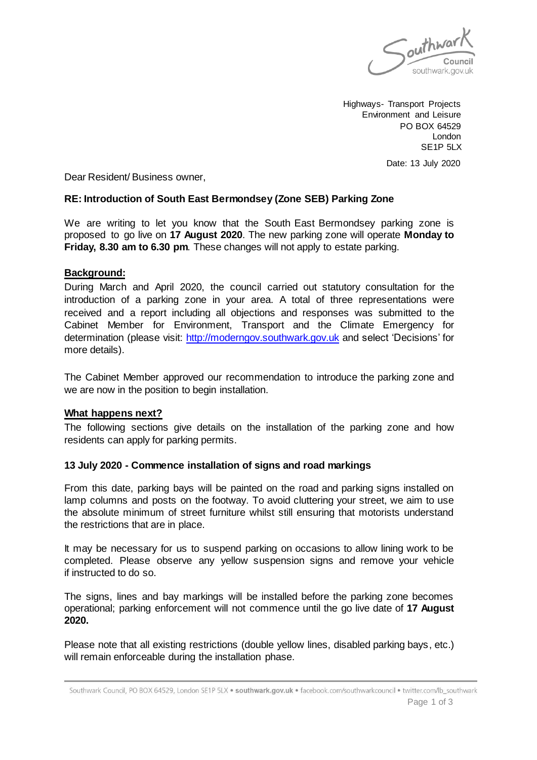Highways- Transport Projects
Environment and Leisure
PO BOX 64529
London
SE1P 5LX

Date: 13 July 2020

Dear Resident/ Business owner,

**RE: Introduction of South East Bermondsey (Zone SEB) Parking Zone**

We are writing to let you know that the South East Bermondsey parking zone is proposed to go live on **17 August 2020**. The new parking zone will operate **Monday to Friday, 8.30 am to 6.30 pm**. These changes will not apply to estate parking.

## Background:

During March and April 2020, the council carried out statutory consultation for the introduction of a parking zone in your area. A total of three representations were received and a report including all objections and responses was submitted to the Cabinet Member for Environment, Transport and the Climate Emergency for determination (please visit: [http://moderngov.southwark.gov.uk](http://moderngov.southwark.gov.uk) and select 'Decisions' for more details).

The Cabinet Member approved our recommendation to introduce the parking zone and we are now in the position to begin installation.

## What happens next?

The following sections give details on the installation of the parking zone and how residents can apply for parking permits.

### 13 July 2020 - Commence installation of signs and road markings

From this date, parking bays will be painted on the road and parking signs installed on lamp columns and posts on the footway. To avoid cluttering your street, we aim to use the absolute minimum of street furniture whilst still ensuring that motorists understand the restrictions that are in place.

It may be necessary for us to suspend parking on occasions to allow lining work to be completed. Please observe any yellow suspension signs and remove your vehicle if instructed to do so.

The signs, lines and bay markings will be installed before the parking zone becomes operational; parking enforcement will not commence until the go live date of **17 August 2020.**

Please note that all existing restrictions (double yellow lines, disabled parking bays, etc.) will remain enforceable during the installation phase.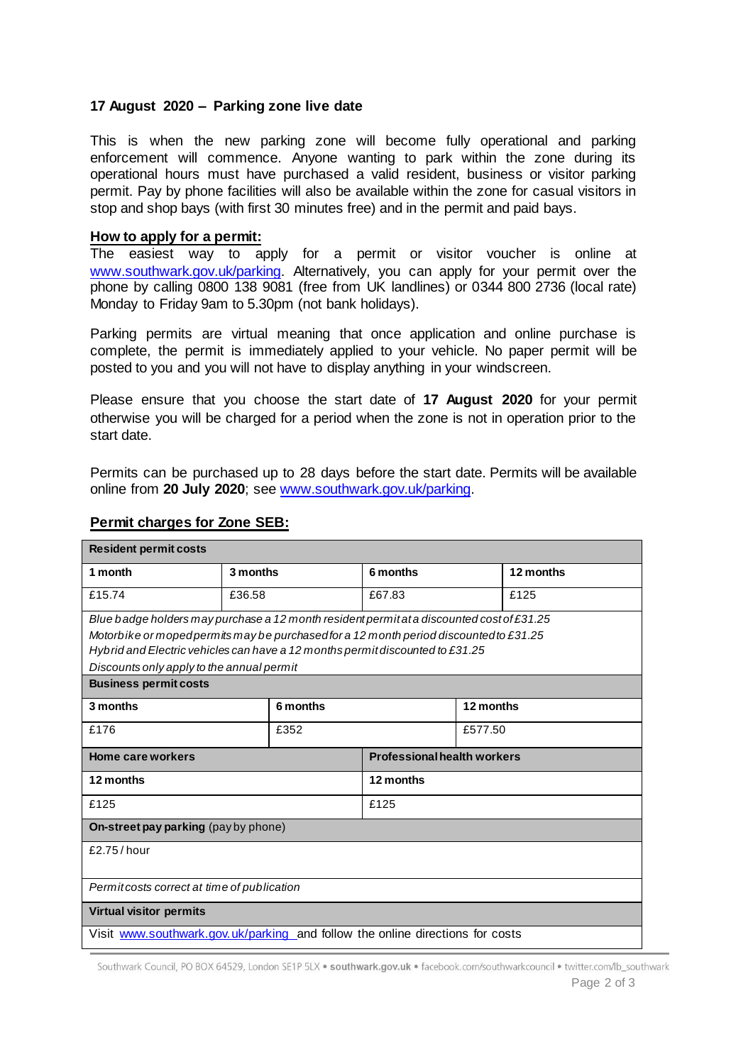**17 August 2020 – Parking zone live date**

This is when the new parking zone will become fully operational and parking enforcement will commence. Anyone wanting to park within the zone during its operational hours must have purchased a valid resident, business or visitor parking permit. Pay by phone facilities will also be available within the zone for casual visitors in stop and shop bays (with first 30 minutes free) and in the permit and paid bays.

**How to apply for a permit:**

The easiest way to apply for a permit or visitor voucher is online at www.southwark.gov.uk/parking. Alternatively, you can apply for your permit over the phone by calling 0800 138 9081 (free from UK landlines) or 0344 800 2736 (local rate) Monday to Friday 9am to 5.30pm (not bank holidays).

Parking permits are virtual meaning that once application and online purchase is complete, the permit is immediately applied to your vehicle. No paper permit will be posted to you and you will not have to display anything in your windscreen.

Please ensure that you choose the start date of **17 August 2020** for your permit otherwise you will be charged for a period when the zone is not in operation prior to the start date.

Permits can be purchased up to 28 days before the start date. Permits will be available online from **20 July 2020**; see www.southwark.gov.uk/parking.

**Permit charges for Zone SEB:**

| **Resident permit costs** | | | |
|---|---|---|---|
| **1 month** | **3 months** | **6 months** | **12 months** |
| £15.74 | £36.58 | £67.83 | £125 |
| *Blue badge holders may purchase a 12 month resident permit at a discounted cost of £31.25*<br>*Motorbike or moped permits may be purchased for a 12 month period discounted to £31.25*<br>*Hybrid and Electric vehicles can have a 12 months permit discounted to £31.25*<br>*Discounts only apply to the annual permit* | | | |

| **Business permit costs** | | |
|---|---|---|
| **3 months** | **6 months** | **12 months** |
| £176 | £352 | £577.50 |

| **Home care workers** | **Professional health workers** |
|---|---|
| **12 months** | **12 months** |
| £125 | £125 |

| **On-street pay parking** (pay by phone) |
|---|
| £2.75 / hour |
| *Permit costs correct at time of publication* |
| **Virtual visitor permits** |
| Visit www.southwark.gov.uk/parking and follow the online directions for costs |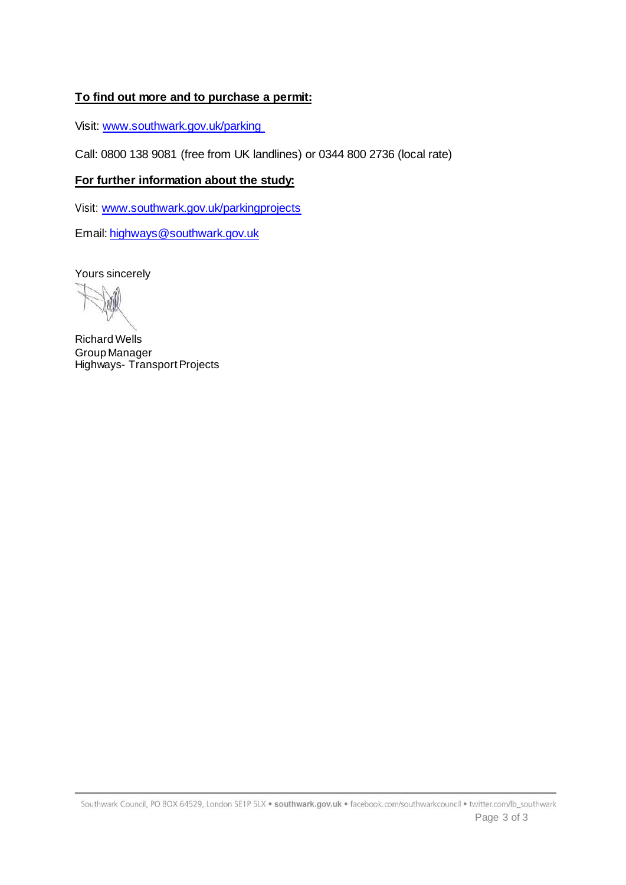**To find out more and to purchase a permit:**

Visit: www.southwark.gov.uk/parking

Call: 0800 138 9081 (free from UK landlines) or 0344 800 2736 (local rate)

**For further information about the study:**

Visit: www.southwark.gov.uk/parkingprojects

Email: highways@southwark.gov.uk

Yours sincerely

Richard Wells
Group Manager
Highways- Transport Projects